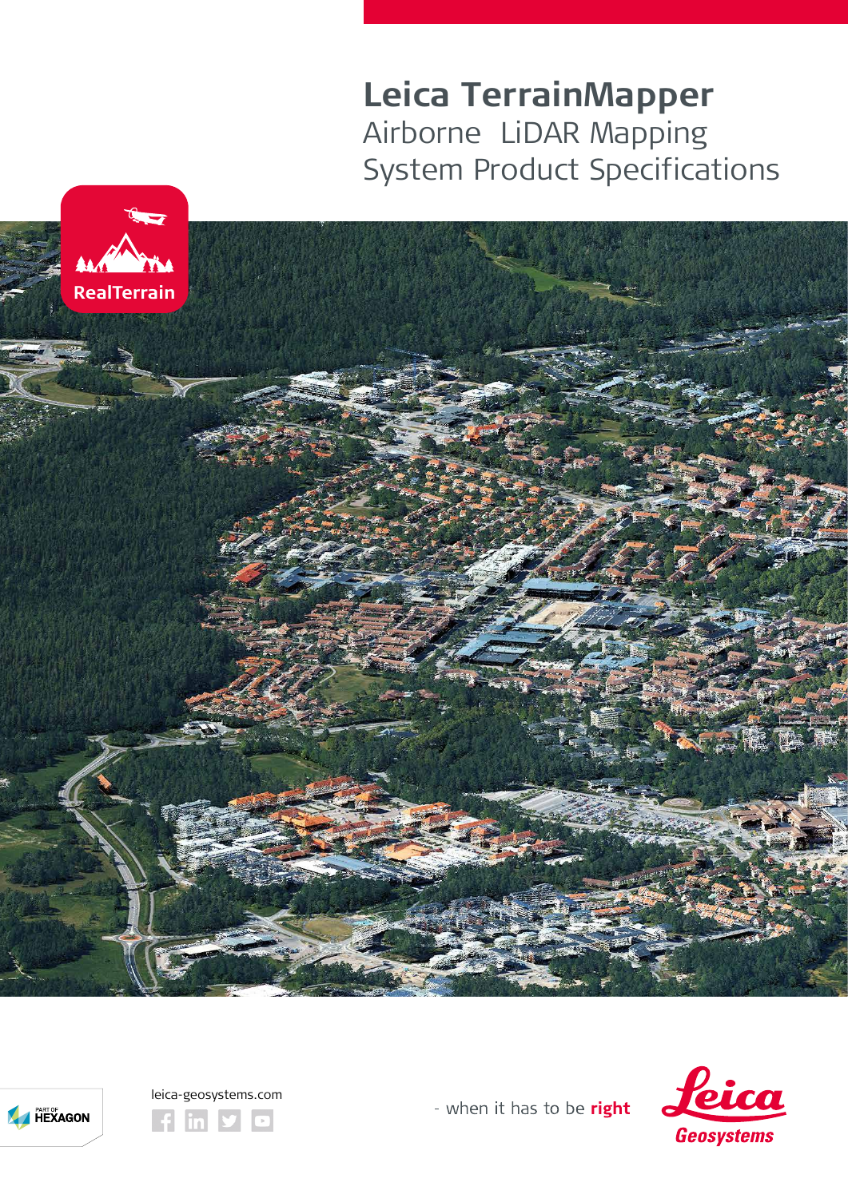# Leica TerrainMapper

## Airborne LiDAR Mapping System Product Specifications

RealTerrain

leica-geosystems.com

- when it has to be **right**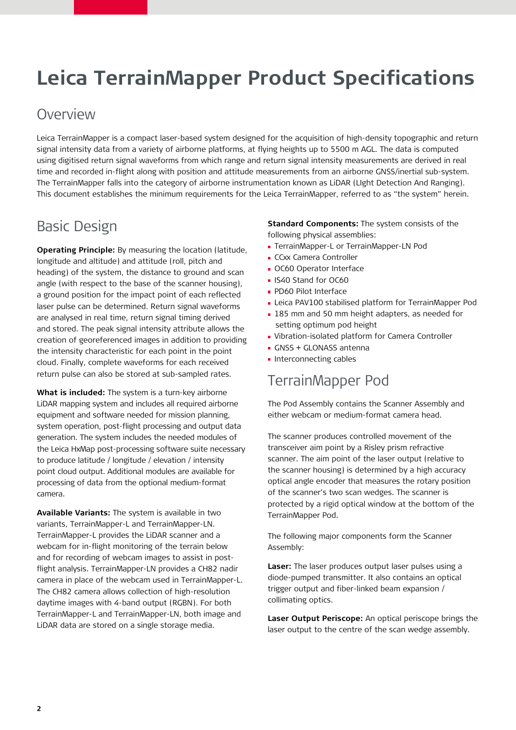# Leica TerrainMapper Product Specifications

## Overview

Leica TerrainMapper is a compact laser-based system designed for the acquisition of high-density topographic and return signal intensity data from a variety of airborne platforms, at flying heights up to 5500 m AGL. The data is computed using digitised return signal waveforms from which range and return signal intensity measurements are derived in real time and recorded in-flight along with position and attitude measurements from an airborne GNSS/inertial sub-system. The TerrainMapper falls into the category of airborne instrumentation known as LiDAR (LIght Detection And Ranging). This document establishes the minimum requirements for the Leica TerrainMapper, referred to as "the system" herein.

## Basic Design

**Operating Principle:** By measuring the location (latitude, longitude and altitude) and attitude (roll, pitch and heading) of the system, the distance to ground and scan angle (with respect to the base of the scanner housing), a ground position for the impact point of each reflected laser pulse can be determined. Return signal waveforms are analysed in real time, return signal timing derived and stored. The peak signal intensity attribute allows the creation of georeferenced images in addition to providing the intensity characteristic for each point in the point cloud. Finally, complete waveforms for each received return pulse can also be stored at sub-sampled rates.

**What is included:** The system is a turn-key airborne LiDAR mapping system and includes all required airborne equipment and software needed for mission planning, system operation, post-flight processing and output data generation. The system includes the needed modules of the Leica HxMap post-processing software suite necessary to produce latitude / longitude / elevation / intensity point cloud output. Additional modules are available for processing of data from the optional medium-format camera.

**Available Variants:** The system is available in two variants, TerrainMapper-L and TerrainMapper-LN. TerrainMapper-L provides the LiDAR scanner and a webcam for in-flight monitoring of the terrain below and for recording of webcam images to assist in post-flight analysis. TerrainMapper-LN provides a CH82 nadir camera in place of the webcam used in TerrainMapper-L. The CH82 camera allows collection of high-resolution daytime images with 4-band output (RGBN). For both TerrainMapper-L and TerrainMapper-LN, both image and LiDAR data are stored on a single storage media.

**Standard Components:** The system consists of the following physical assemblies:

- TerrainMapper-L or TerrainMapper-LN Pod
- CCxx Camera Controller
- OC60 Operator Interface
- IS40 Stand for OC60
- PD60 Pilot Interface
- Leica PAV100 stabilised platform for TerrainMapper Pod
- 185 mm and 50 mm height adapters, as needed for setting optimum pod height
- Vibration-isolated platform for Camera Controller
- GNSS + GLONASS antenna
- Interconnecting cables

## TerrainMapper Pod

The Pod Assembly contains the Scanner Assembly and either webcam or medium-format camera head.

The scanner produces controlled movement of the transceiver aim point by a Risley prism refractive scanner. The aim point of the laser output (relative to the scanner housing) is determined by a high accuracy optical angle encoder that measures the rotary position of the scanner's two scan wedges. The scanner is protected by a rigid optical window at the bottom of the TerrainMapper Pod.

The following major components form the Scanner Assembly:

**Laser:** The laser produces output laser pulses using a diode-pumped transmitter. It also contains an optical trigger output and fiber-linked beam expansion / collimating optics.

**Laser Output Periscope:** An optical periscope brings the laser output to the centre of the scan wedge assembly.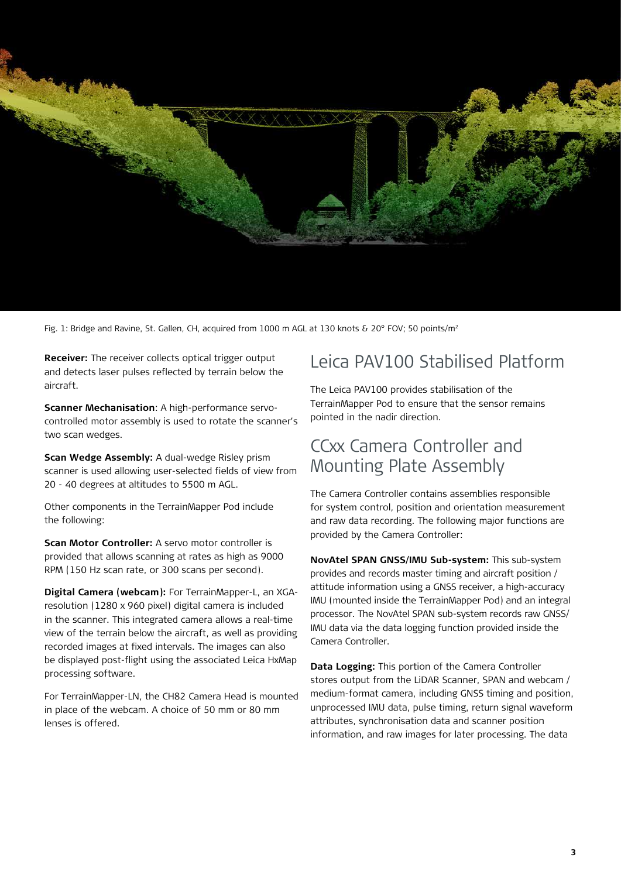Fig. 1: Bridge and Ravine, St. Gallen, CH, acquired from 1000 m AGL at 130 knots & 20° FOV; 50 points/m²

**Receiver:** The receiver collects optical trigger output and detects laser pulses reflected by terrain below the aircraft.

**Scanner Mechanisation**: A high-performance servo-controlled motor assembly is used to rotate the scanner's two scan wedges.

**Scan Wedge Assembly:** A dual-wedge Risley prism scanner is used allowing user-selected fields of view from 20 - 40 degrees at altitudes to 5500 m AGL.

Other components in the TerrainMapper Pod include the following:

**Scan Motor Controller:** A servo motor controller is provided that allows scanning at rates as high as 9000 RPM (150 Hz scan rate, or 300 scans per second).

**Digital Camera (webcam):** For TerrainMapper-L, an XGA-resolution (1280 x 960 pixel) digital camera is included in the scanner. This integrated camera allows a real-time view of the terrain below the aircraft, as well as providing recorded images at fixed intervals. The images can also be displayed post-flight using the associated Leica HxMap processing software.

For TerrainMapper-LN, the CH82 Camera Head is mounted in place of the webcam. A choice of 50 mm or 80 mm lenses is offered.

## Leica PAV100 Stabilised Platform

The Leica PAV100 provides stabilisation of the TerrainMapper Pod to ensure that the sensor remains pointed in the nadir direction.

## CCxx Camera Controller and Mounting Plate Assembly

The Camera Controller contains assemblies responsible for system control, position and orientation measurement and raw data recording. The following major functions are provided by the Camera Controller:

**NovAtel SPAN GNSS/IMU Sub-system:** This sub-system provides and records master timing and aircraft position / attitude information using a GNSS receiver, a high-accuracy IMU (mounted inside the TerrainMapper Pod) and an integral processor. The NovAtel SPAN sub-system records raw GNSS/IMU data via the data logging function provided inside the Camera Controller.

**Data Logging:** This portion of the Camera Controller stores output from the LiDAR Scanner, SPAN and webcam / medium-format camera, including GNSS timing and position, unprocessed IMU data, pulse timing, return signal waveform attributes, synchronisation data and scanner position information, and raw images for later processing. The data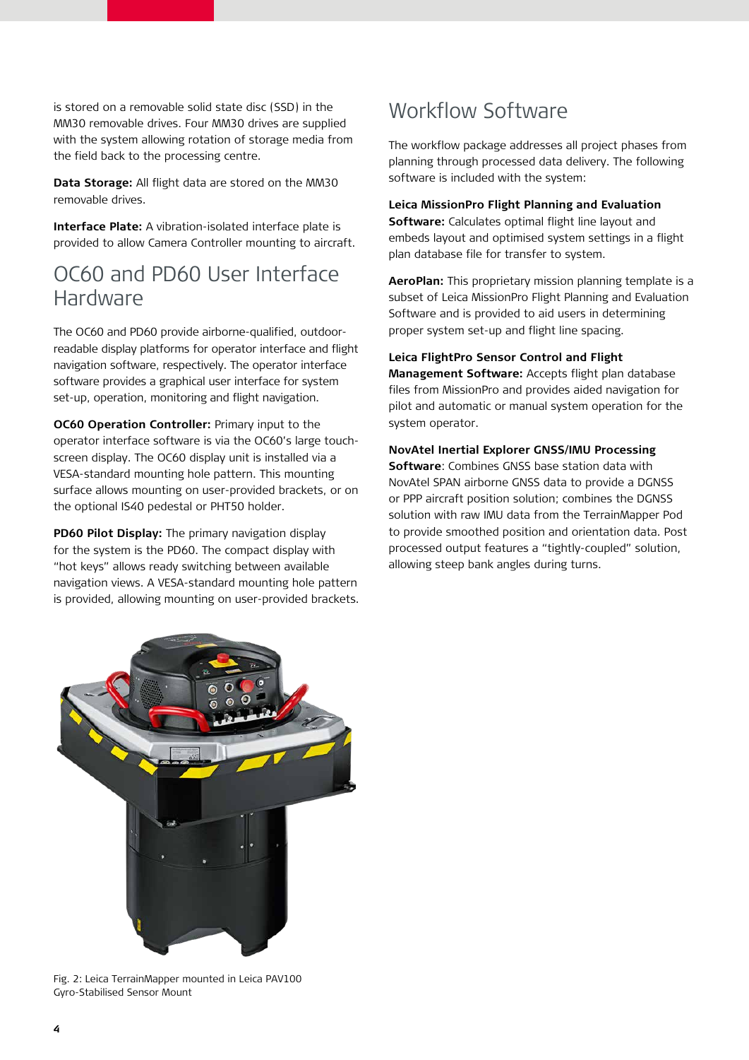is stored on a removable solid state disc (SSD) in the MM30 removable drives. Four MM30 drives are supplied with the system allowing rotation of storage media from the field back to the processing centre.

**Data Storage:** All flight data are stored on the MM30 removable drives.

**Interface Plate:** A vibration-isolated interface plate is provided to allow Camera Controller mounting to aircraft.

## OC60 and PD60 User Interface Hardware

The OC60 and PD60 provide airborne-qualified, outdoor-readable display platforms for operator interface and flight navigation software, respectively. The operator interface software provides a graphical user interface for system set-up, operation, monitoring and flight navigation.

**OC60 Operation Controller:** Primary input to the operator interface software is via the OC60's large touch-screen display. The OC60 display unit is installed via a VESA-standard mounting hole pattern. This mounting surface allows mounting on user-provided brackets, or on the optional IS40 pedestal or PHT50 holder.

**PD60 Pilot Display:** The primary navigation display for the system is the PD60. The compact display with "hot keys" allows ready switching between available navigation views. A VESA-standard mounting hole pattern is provided, allowing mounting on user-provided brackets.

Fig. 2: Leica TerrainMapper mounted in Leica PAV100 Gyro-Stabilised Sensor Mount

## Workflow Software

The workflow package addresses all project phases from planning through processed data delivery. The following software is included with the system:

**Leica MissionPro Flight Planning and Evaluation Software:** Calculates optimal flight line layout and embeds layout and optimised system settings in a flight plan database file for transfer to system.

**AeroPlan:** This proprietary mission planning template is a subset of Leica MissionPro Flight Planning and Evaluation Software and is provided to aid users in determining proper system set-up and flight line spacing.

**Leica FlightPro Sensor Control and Flight Management Software:** Accepts flight plan database files from MissionPro and provides aided navigation for pilot and automatic or manual system operation for the system operator.

**NovAtel Inertial Explorer GNSS/IMU Processing Software**: Combines GNSS base station data with NovAtel SPAN airborne GNSS data to provide a DGNSS or PPP aircraft position solution; combines the DGNSS solution with raw IMU data from the TerrainMapper Pod to provide smoothed position and orientation data. Post processed output features a "tightly-coupled" solution, allowing steep bank angles during turns.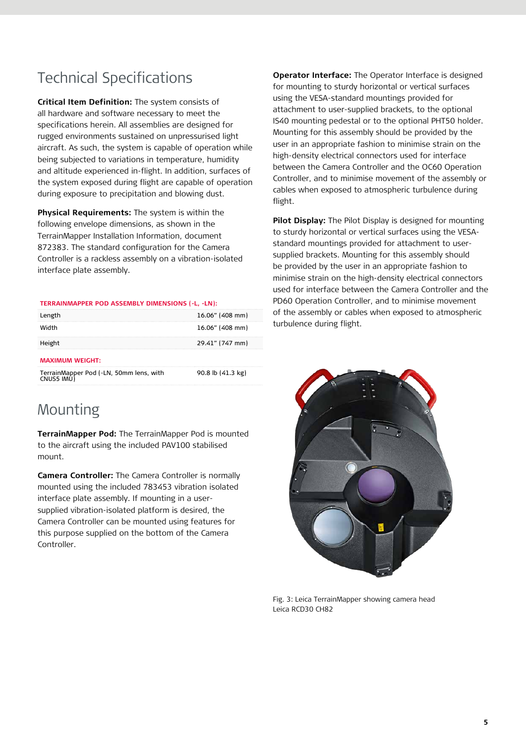# Technical Specifications

**Critical Item Definition:** The system consists of all hardware and software necessary to meet the specifications herein. All assemblies are designed for rugged environments sustained on unpressurised light aircraft. As such, the system is capable of operation while being subjected to variations in temperature, humidity and altitude experienced in-flight. In addition, surfaces of the system exposed during flight are capable of operation during exposure to precipitation and blowing dust.

**Physical Requirements:** The system is within the following envelope dimensions, as shown in the TerrainMapper Installation Information, document 872383. The standard configuration for the Camera Controller is a rackless assembly on a vibration-isolated interface plate assembly.

| TERRAINMAPPER POD ASSEMBLY DIMENSIONS (-L, -LN): | |
|---|---|
| Length | 16.06" (408 mm) |
| Width | 16.06" (408 mm) |
| Height | 29.41" (747 mm) |
| **MAXIMUM WEIGHT:** | |
| TerrainMapper Pod (-LN, 50mm lens, with CNUS5 IMU) | 90.8 lb (41.3 kg) |

# Mounting

**TerrainMapper Pod:** The TerrainMapper Pod is mounted to the aircraft using the included PAV100 stabilised mount.

**Camera Controller:** The Camera Controller is normally mounted using the included 783453 vibration isolated interface plate assembly. If mounting in a user-supplied vibration-isolated platform is desired, the Camera Controller can be mounted using features for this purpose supplied on the bottom of the Camera Controller.

**Operator Interface:** The Operator Interface is designed for mounting to sturdy horizontal or vertical surfaces using the VESA-standard mountings provided for attachment to user-supplied brackets, to the optional IS40 mounting pedestal or to the optional PHT50 holder. Mounting for this assembly should be provided by the user in an appropriate fashion to minimise strain on the high-density electrical connectors used for interface between the Camera Controller and the OC60 Operation Controller, and to minimise movement of the assembly or cables when exposed to atmospheric turbulence during flight.

**Pilot Display:** The Pilot Display is designed for mounting to sturdy horizontal or vertical surfaces using the VESA-standard mountings provided for attachment to user-supplied brackets. Mounting for this assembly should be provided by the user in an appropriate fashion to minimise strain on the high-density electrical connectors used for interface between the Camera Controller and the PD60 Operation Controller, and to minimise movement of the assembly or cables when exposed to atmospheric turbulence during flight.

Fig. 3: Leica TerrainMapper showing camera head Leica RCD30 CH82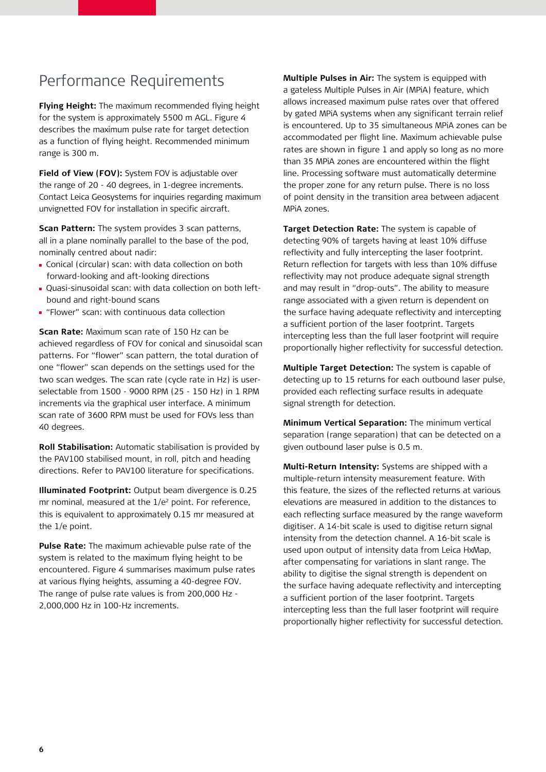# Performance Requirements

**Flying Height:** The maximum recommended flying height for the system is approximately 5500 m AGL. Figure 4 describes the maximum pulse rate for target detection as a function of flying height. Recommended minimum range is 300 m.

**Field of View (FOV):** System FOV is adjustable over the range of 20 - 40 degrees, in 1-degree increments. Contact Leica Geosystems for inquiries regarding maximum unvignetted FOV for installation in specific aircraft.

**Scan Pattern:** The system provides 3 scan patterns, all in a plane nominally parallel to the base of the pod, nominally centred about nadir:

- Conical (circular) scan: with data collection on both forward-looking and aft-looking directions
- Quasi-sinusoidal scan: with data collection on both left-bound and right-bound scans
- "Flower" scan: with continuous data collection

**Scan Rate:** Maximum scan rate of 150 Hz can be achieved regardless of FOV for conical and sinusoidal scan patterns. For "flower" scan pattern, the total duration of one "flower" scan depends on the settings used for the two scan wedges. The scan rate (cycle rate in Hz) is user-selectable from 1500 - 9000 RPM (25 - 150 Hz) in 1 RPM increments via the graphical user interface. A minimum scan rate of 3600 RPM must be used for FOVs less than 40 degrees.

**Roll Stabilisation:** Automatic stabilisation is provided by the PAV100 stabilised mount, in roll, pitch and heading directions. Refer to PAV100 literature for specifications.

**Illuminated Footprint:** Output beam divergence is 0.25 mr nominal, measured at the $1/e^2$ point. For reference, this is equivalent to approximately 0.15 mr measured at the 1/e point.

**Pulse Rate:** The maximum achievable pulse rate of the system is related to the maximum flying height to be encountered. Figure 4 summarises maximum pulse rates at various flying heights, assuming a 40-degree FOV. The range of pulse rate values is from 200,000 Hz - 2,000,000 Hz in 100-Hz increments.

**Multiple Pulses in Air:** The system is equipped with a gateless Multiple Pulses in Air (MPiA) feature, which allows increased maximum pulse rates over that offered by gated MPiA systems when any significant terrain relief is encountered. Up to 35 simultaneous MPiA zones can be accommodated per flight line. Maximum achievable pulse rates are shown in figure 1 and apply so long as no more than 35 MPiA zones are encountered within the flight line. Processing software must automatically determine the proper zone for any return pulse. There is no loss of point density in the transition area between adjacent MPiA zones.

**Target Detection Rate:** The system is capable of detecting 90% of targets having at least 10% diffuse reflectivity and fully intercepting the laser footprint. Return reflection for targets with less than 10% diffuse reflectivity may not produce adequate signal strength and may result in "drop-outs". The ability to measure range associated with a given return is dependent on the surface having adequate reflectivity and intercepting a sufficient portion of the laser footprint. Targets intercepting less than the full laser footprint will require proportionally higher reflectivity for successful detection.

**Multiple Target Detection:** The system is capable of detecting up to 15 returns for each outbound laser pulse, provided each reflecting surface results in adequate signal strength for detection.

**Minimum Vertical Separation:** The minimum vertical separation (range separation) that can be detected on a given outbound laser pulse is 0.5 m.

**Multi-Return Intensity:** Systems are shipped with a multiple-return intensity measurement feature. With this feature, the sizes of the reflected returns at various elevations are measured in addition to the distances to each reflecting surface measured by the range waveform digitiser. A 14-bit scale is used to digitise return signal intensity from the detection channel. A 16-bit scale is used upon output of intensity data from Leica HxMap, after compensating for variations in slant range. The ability to digitise the signal strength is dependent on the surface having adequate reflectivity and intercepting a sufficient portion of the laser footprint. Targets intercepting less than the full laser footprint will require proportionally higher reflectivity for successful detection.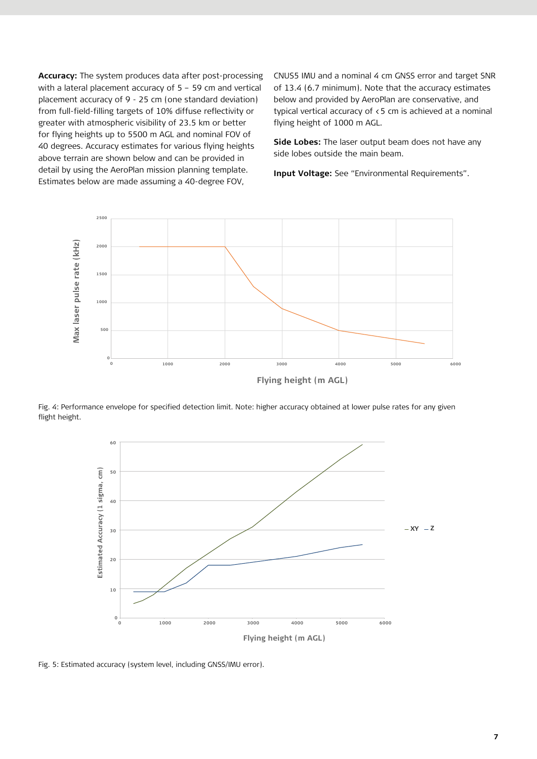**Accuracy:** The system produces data after post-processing with a lateral placement accuracy of 5 – 59 cm and vertical placement accuracy of 9 - 25 cm (one standard deviation) from full-field-filling targets of 10% diffuse reflectivity or greater with atmospheric visibility of 23.5 km or better for flying heights up to 5500 m AGL and nominal FOV of 40 degrees. Accuracy estimates for various flying heights above terrain are shown below and can be provided in detail by using the AeroPlan mission planning template. Estimates below are made assuming a 40-degree FOV, CNUS5 IMU and a nominal 4 cm GNSS error and target SNR of 13.4 (6.7 minimum). Note that the accuracy estimates below and provided by AeroPlan are conservative, and typical vertical accuracy of <5 cm is achieved at a nominal flying height of 1000 m AGL.

**Side Lobes:** The laser output beam does not have any side lobes outside the main beam.

**Input Voltage:** See "Environmental Requirements".

Fig. 4: Performance envelope for specified detection limit. Note: higher accuracy obtained at lower pulse rates for any given flight height.

Fig. 5: Estimated accuracy (system level, including GNSS/IMU error).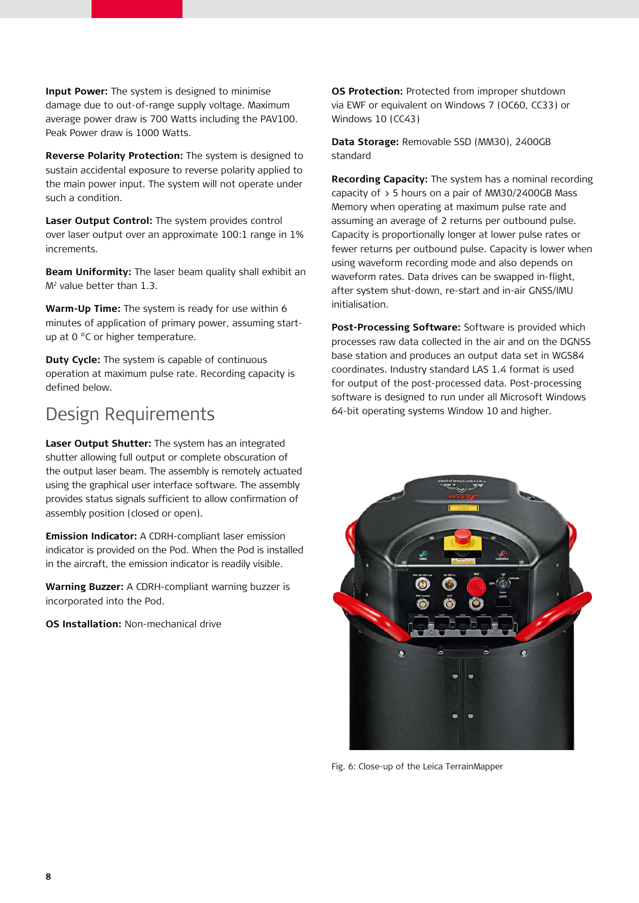**Input Power:** The system is designed to minimise damage due to out-of-range supply voltage. Maximum average power draw is 700 Watts including the PAV100. Peak Power draw is 1000 Watts.

**Reverse Polarity Protection:** The system is designed to sustain accidental exposure to reverse polarity applied to the main power input. The system will not operate under such a condition.

**Laser Output Control:** The system provides control over laser output over an approximate 100:1 range in 1% increments.

**Beam Uniformity:** The laser beam quality shall exhibit an $M^2$ value better than 1.3.

**Warm-Up Time:** The system is ready for use within 6 minutes of application of primary power, assuming start-up at 0 °C or higher temperature.

**Duty Cycle:** The system is capable of continuous operation at maximum pulse rate. Recording capacity is defined below.

## Design Requirements

**Laser Output Shutter:** The system has an integrated shutter allowing full output or complete obscuration of the output laser beam. The assembly is remotely actuated using the graphical user interface software. The assembly provides status signals sufficient to allow confirmation of assembly position (closed or open).

**Emission Indicator:** A CDRH-compliant laser emission indicator is provided on the Pod. When the Pod is installed in the aircraft, the emission indicator is readily visible.

**Warning Buzzer:** A CDRH-compliant warning buzzer is incorporated into the Pod.

**OS Installation:** Non-mechanical drive

**OS Protection:** Protected from improper shutdown via EWF or equivalent on Windows 7 (OC60, CC33) or Windows 10 (CC43)

**Data Storage:** Removable SSD (MM30), 2400GB standard

**Recording Capacity:** The system has a nominal recording capacity of > 5 hours on a pair of MM30/2400GB Mass Memory when operating at maximum pulse rate and assuming an average of 2 returns per outbound pulse. Capacity is proportionally longer at lower pulse rates or fewer returns per outbound pulse. Capacity is lower when using waveform recording mode and also depends on waveform rates. Data drives can be swapped in-flight, after system shut-down, re-start and in-air GNSS/IMU initialisation.

**Post-Processing Software:** Software is provided which processes raw data collected in the air and on the DGNSS base station and produces an output data set in WGS84 coordinates. Industry standard LAS 1.4 format is used for output of the post-processed data. Post-processing software is designed to run under all Microsoft Windows 64-bit operating systems Window 10 and higher.

Fig. 6: Close-up of the Leica TerrainMapper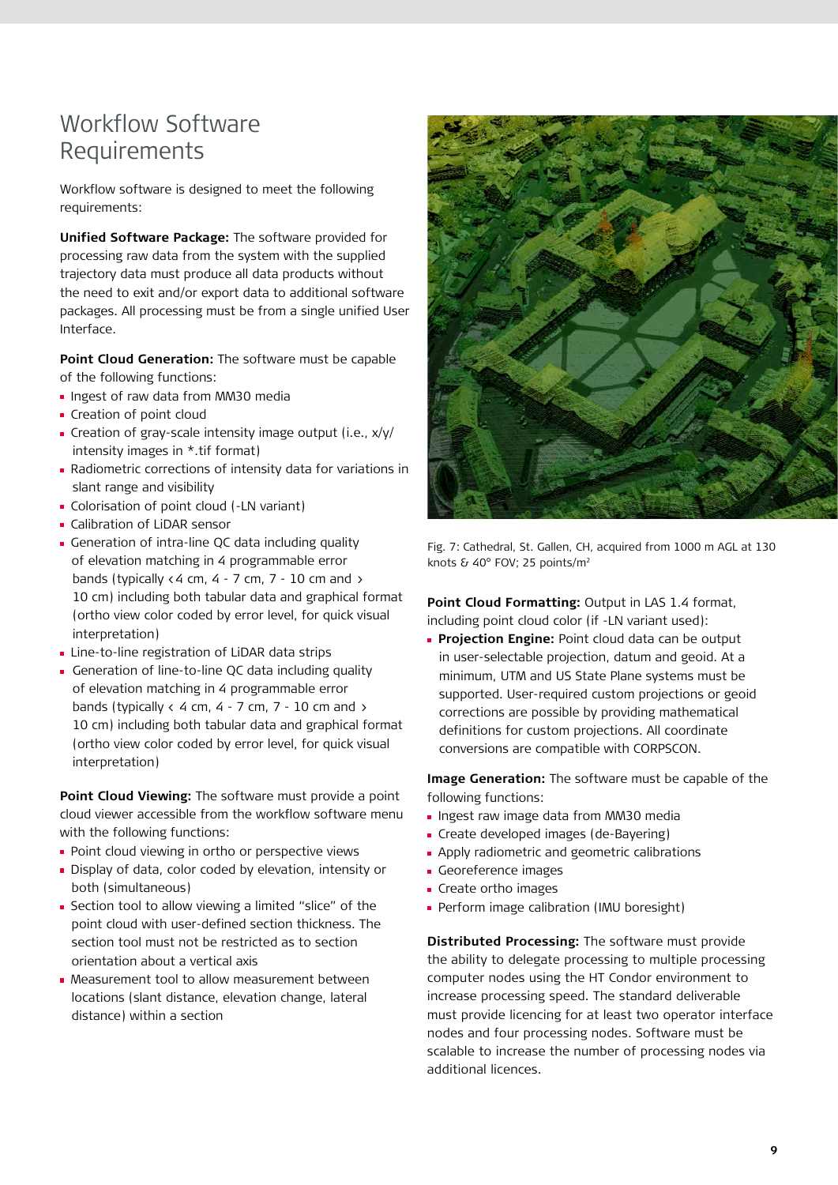# Workflow Software Requirements

Workflow software is designed to meet the following requirements:

**Unified Software Package:** The software provided for processing raw data from the system with the supplied trajectory data must produce all data products without the need to exit and/or export data to additional software packages. All processing must be from a single unified User Interface.

**Point Cloud Generation:** The software must be capable of the following functions:

- Ingest of raw data from MM30 media
- Creation of point cloud
- Creation of gray-scale intensity image output (i.e., x/y/intensity images in *.tif format)
- Radiometric corrections of intensity data for variations in slant range and visibility
- Colorisation of point cloud (-LN variant)
- Calibration of LiDAR sensor
- Generation of intra-line QC data including quality of elevation matching in 4 programmable error bands (typically <4 cm, 4 - 7 cm, 7 - 10 cm and > 10 cm) including both tabular data and graphical format (ortho view color coded by error level, for quick visual interpretation)
- Line-to-line registration of LiDAR data strips
- Generation of line-to-line QC data including quality of elevation matching in 4 programmable error bands (typically < 4 cm, 4 - 7 cm, 7 - 10 cm and > 10 cm) including both tabular data and graphical format (ortho view color coded by error level, for quick visual interpretation)

**Point Cloud Viewing:** The software must provide a point cloud viewer accessible from the workflow software menu with the following functions:

- Point cloud viewing in ortho or perspective views
- Display of data, color coded by elevation, intensity or both (simultaneous)
- Section tool to allow viewing a limited "slice" of the point cloud with user-defined section thickness. The section tool must not be restricted as to section orientation about a vertical axis
- Measurement tool to allow measurement between locations (slant distance, elevation change, lateral distance) within a section

Fig. 7: Cathedral, St. Gallen, CH, acquired from 1000 m AGL at 130 knots & 40° FOV; 25 points/m$^2$

**Point Cloud Formatting:** Output in LAS 1.4 format, including point cloud color (if -LN variant used):

- **Projection Engine:** Point cloud data can be output in user-selectable projection, datum and geoid. At a minimum, UTM and US State Plane systems must be supported. User-required custom projections or geoid corrections are possible by providing mathematical definitions for custom projections. All coordinate conversions are compatible with CORPSCON.

**Image Generation:** The software must be capable of the following functions:

- Ingest raw image data from MM30 media
- Create developed images (de-Bayering)
- Apply radiometric and geometric calibrations
- Georeference images
- Create ortho images
- Perform image calibration (IMU boresight)

**Distributed Processing:** The software must provide the ability to delegate processing to multiple processing computer nodes using the HT Condor environment to increase processing speed. The standard deliverable must provide licencing for at least two operator interface nodes and four processing nodes. Software must be scalable to increase the number of processing nodes via additional licences.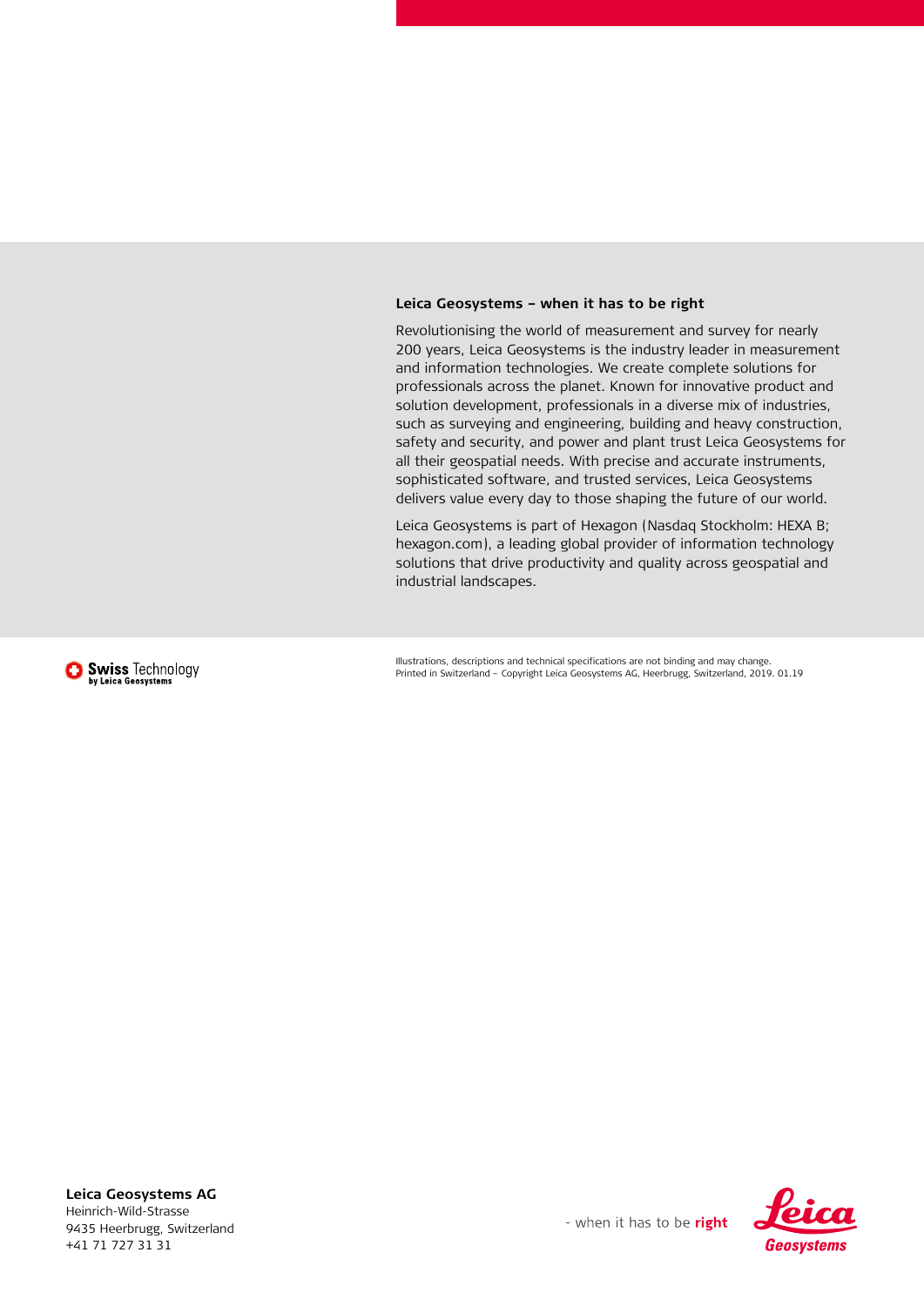**Leica Geosystems – when it has to be right**

Revolutionising the world of measurement and survey for nearly 200 years, Leica Geosystems is the industry leader in measurement and information technologies. We create complete solutions for professionals across the planet. Known for innovative product and solution development, professionals in a diverse mix of industries, such as surveying and engineering, building and heavy construction, safety and security, and power and plant trust Leica Geosystems for all their geospatial needs. With precise and accurate instruments, sophisticated software, and trusted services, Leica Geosystems delivers value every day to those shaping the future of our world.

Leica Geosystems is part of Hexagon (Nasdaq Stockholm: HEXA B; hexagon.com), a leading global provider of information technology solutions that drive productivity and quality across geospatial and industrial landscapes.

**Swiss** Technology
by Leica Geosystems

Illustrations, descriptions and technical specifications are not binding and may change.
Printed in Switzerland – Copyright Leica Geosystems AG, Heerbrugg, Switzerland, 2019. 01.19

**Leica Geosystems AG**
Heinrich-Wild-Strasse
9435 Heerbrugg, Switzerland
+41 71 727 31 31

- when it has to be **right**

Leica
Geosystems